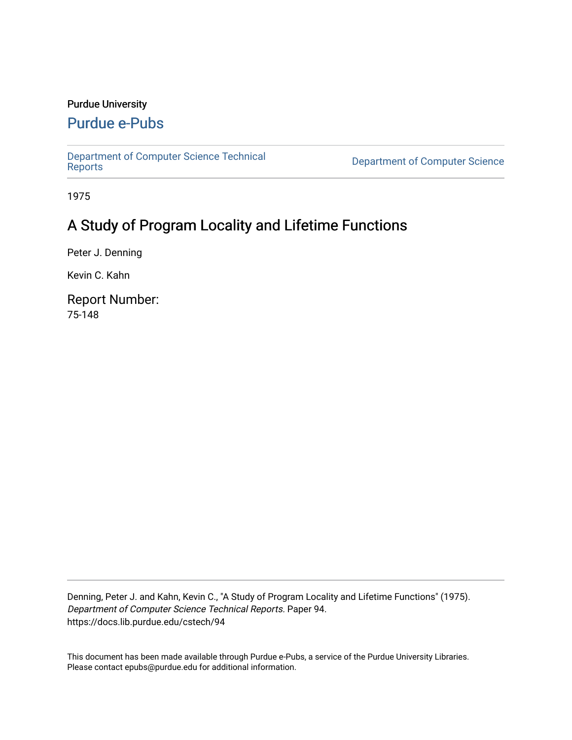Purdue University

# Purdue e-Pubs

Department of Computer Science Technical Reports

Department of Computer Science

1975

## A Study of Program Locality and Lifetime Functions

Peter J. Denning

Kevin C. Kahn

### Report Number:

75-148

Denning, Peter J. and Kahn, Kevin C., "A Study of Program Locality and Lifetime Functions" (1975). *Department of Computer Science Technical Reports.* Paper 94.
https://docs.lib.purdue.edu/cstech/94

This document has been made available through Purdue e-Pubs, a service of the Purdue University Libraries. Please contact epubs@purdue.edu for additional information.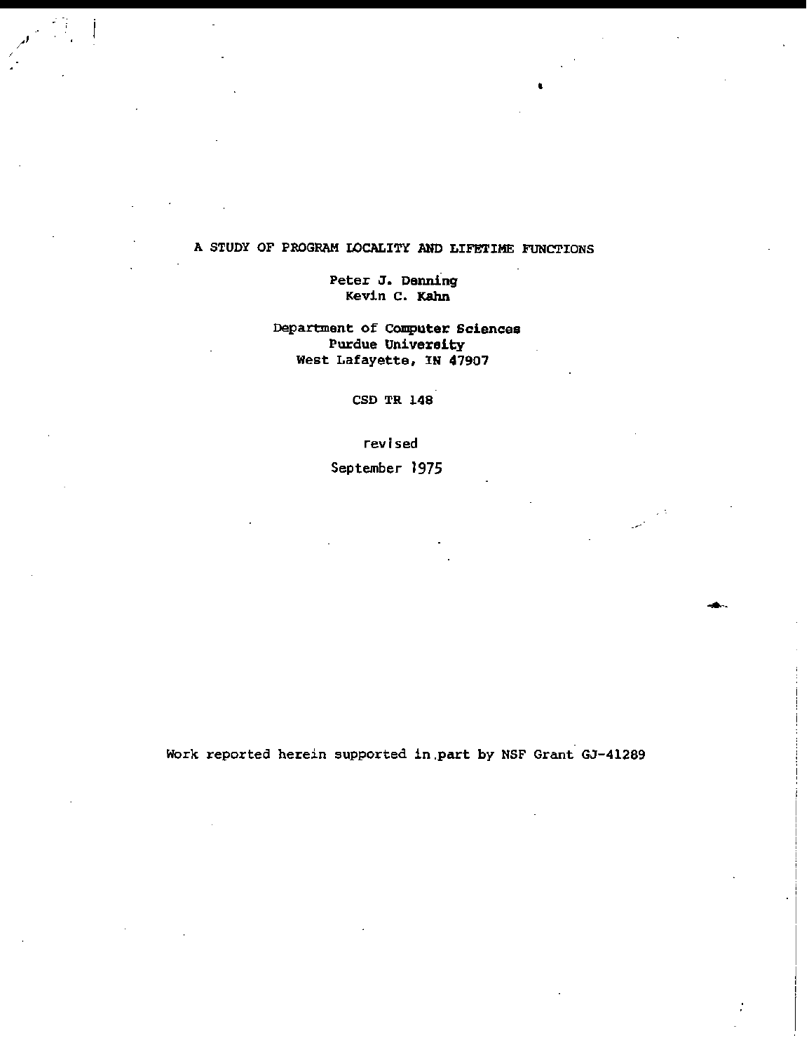# A STUDY OF PROGRAM LOCALITY AND LIFETIME FUNCTIONS

Peter J. Denning
Kevin C. Kahn

Department of Computer Sciences
Purdue University
West Lafayette, IN 47907

CSD TR 148

revised
September 1975

Work reported herein supported in part by NSF Grant GJ-41289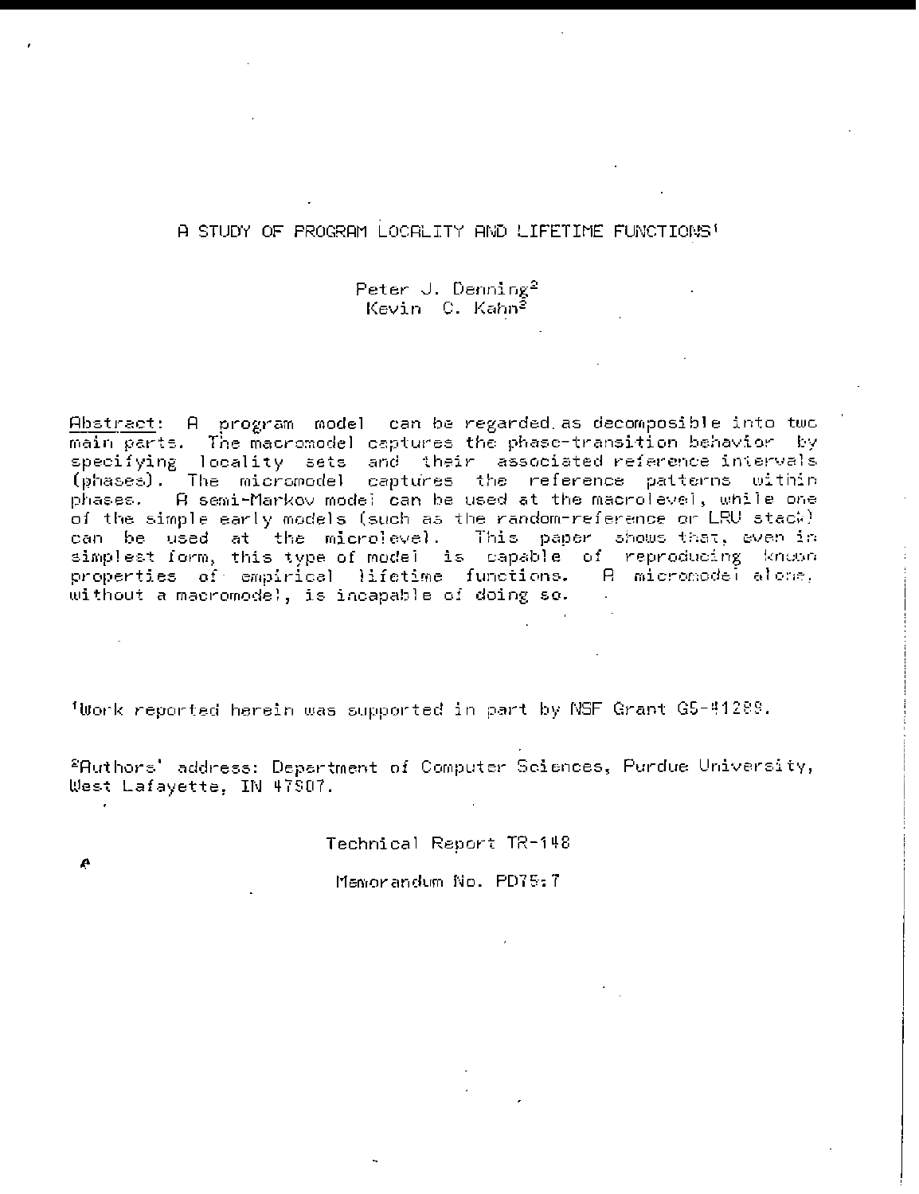# A STUDY OF PROGRAM LOCALITY AND LIFETIME FUNCTIONS[1]

Peter J. Denning[2]
Kevin C. Kahn[2]

Abstract: A program model can be regarded as decomposible into two main parts. The macromodel captures the phase-transition behavior by specifying locality sets and their associated reference intervals (phases). The micromodel captures the reference patterns within phases. A semi-Markov model can be used at the macrolevel, while one of the simple early models (such as the random-reference or LRU stack) can be used at the microlevel. This paper shows that, even in simplest form, this type of model is capable of reproducing known properties of empirical lifetime functions. A micromodel alone, without a macromodel, is incapable of doing so.

[1]Work reported herein was supported in part by NSF Grant GJ-41289.

[2]Authors' address: Department of Computer Sciences, Purdue University, West Lafayette, IN 47907.

Technical Report TR-148

Memorandum No. PD75:7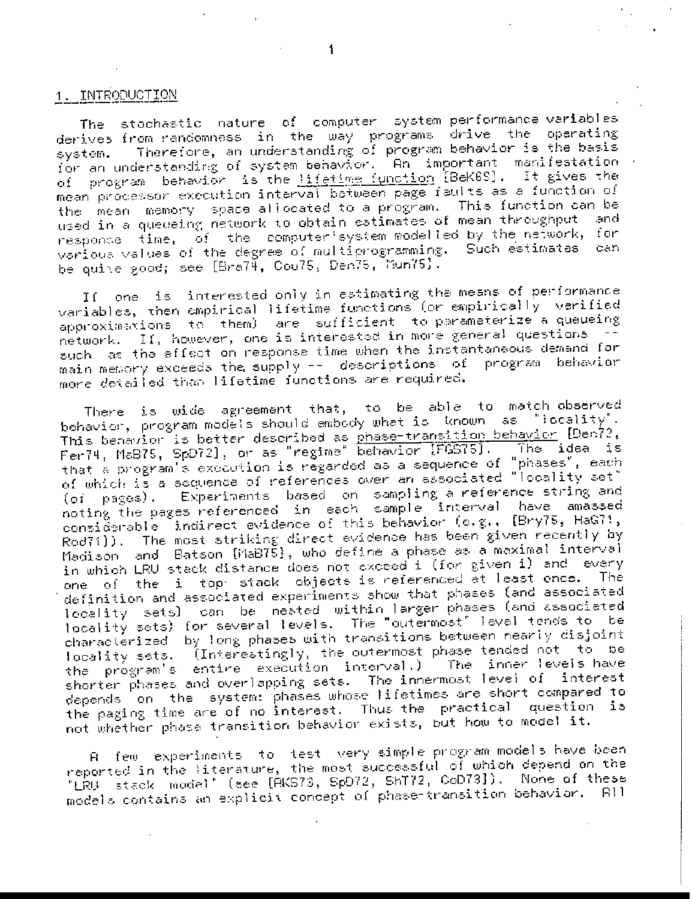## 1. INTRODUCTION

The stochastic nature of computer system performance variables derives from randomness in the way programs drive the operating system. Therefore, an understanding of program behavior is the basis for an understanding of system behavior. An important manifestation of program behavior is the lifetime function [BeK69]. It gives the mean processor execution interval between page faults as a function of the mean memory space allocated to a program. This function can be used in a queueing network to obtain estimates of mean throughput and response time, of the computer system modelled by the network, for various values of the degree of multiprogramming. Such estimates can be quite good; see [Bra74, Cou75, Den75, Mun75].

If one is interested only in estimating the means of performance variables, then empirical lifetime functions (or empirically verified approximations to them) are sufficient to parameterize a queueing network. If, however, one is interested in more general questions -- such as the effect on response time when the instantaneous demand for main memory exceeds the supply -- descriptions of program behavior more detailed than lifetime functions are required.

There is wide agreement that, to be able to match observed behavior, program models should embody what is known as "locality". This behavior is better described as phase-transition behavior [Den72, Fer74, MaB75, SpD72], or as "regime" behavior [FGS75]. The idea is that a program's execution is regarded as a sequence of "phases", each of which is a sequence of references over an associated "locality set" (of pages). Experiments based on sampling a reference string and noting the pages referenced in each sample interval have amassed considerable indirect evidence of this behavior (e.g., [Bry75, HaG71, Rod71]). The most striking direct evidence has been given recently by Madison and Batson [MaB75], who define a phase as a maximal interval in which LRU stack distance does not exceed i (for given i) and every one of the i top stack objects is referenced at least once. The definition and associated experiments show that phases (and associated locality sets) can be nested within larger phases (and associated locality sets) for several levels. The "outermost" level tends to be characterized by long phases with transitions between nearly disjoint locality sets. (Interestingly, the outermost phase tended not to be the program's entire execution interval.) The inner levels have shorter phases and overlapping sets. The innermost level of interest depends on the system: phases whose lifetimes are short compared to the paging time are of no interest. Thus the practical question is not whether phase transition behavior exists, but how to model it.

A few experiments to test very simple program models have been reported in the literature, the most successful of which depend on the "LRU stack model" (see [AKS73, SpD72, ShT72, CoD73]). None of these models contains an explicit concept of phase-transition behavior. All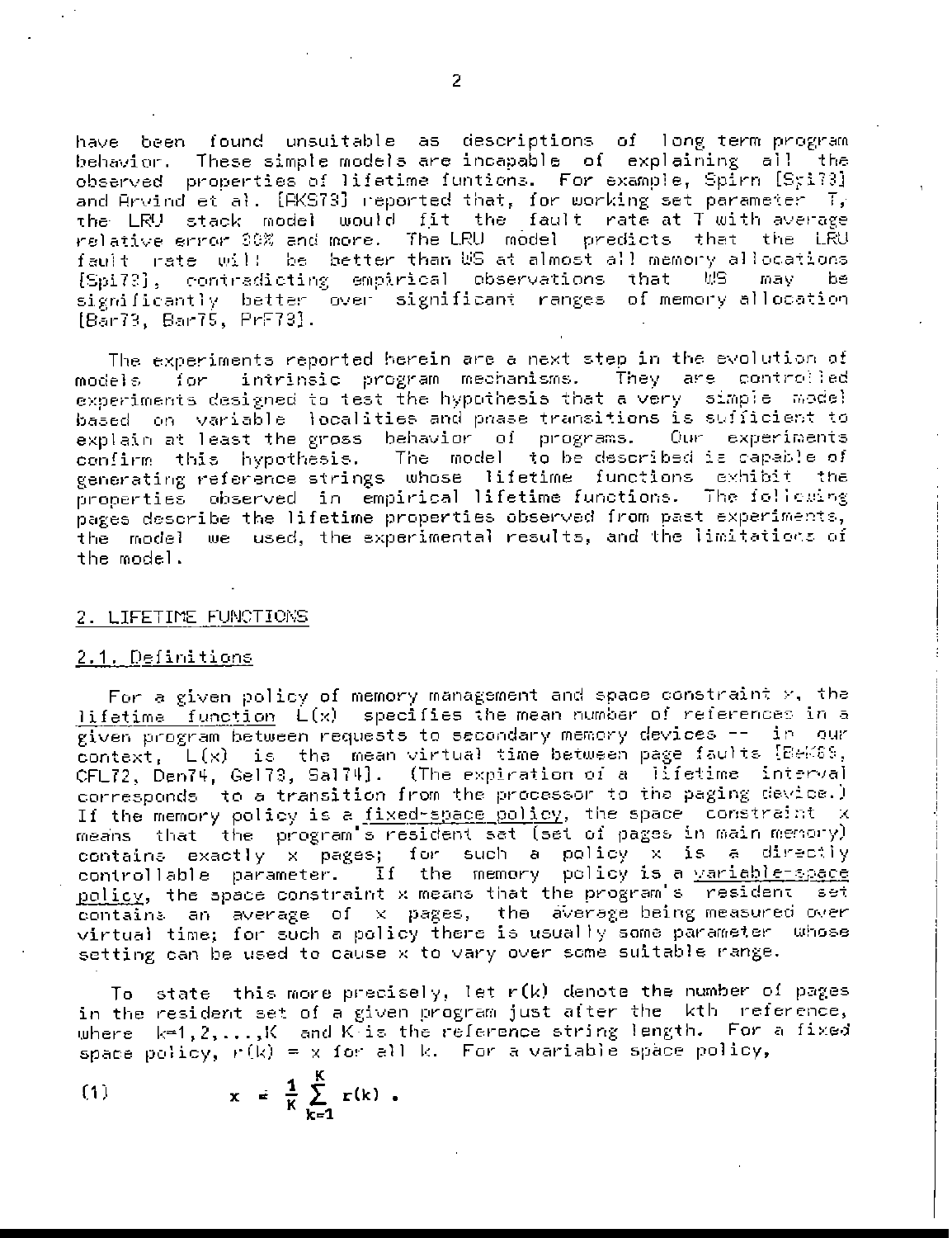have been found unsuitable as descriptions of long term program behavior. These simple models are incapable of explaining all the observed properties of lifetime funtions. For example, Spirn [Spi73] and Arvind et al. [AKS73] reported that, for working set parameter T, the LRU stack model would fit the fault rate at T with average relative error 30% and more. The LRU model predicts that the LRU fault rate will be better than WS at almost all memory allocations [Spi73], contradicting empirical observations that WS may be significantly better over significant ranges of memory allocation [Bar73, Bar75, PrF73].

The experiments reported herein are a next step in the evolution of models for intrinsic program mechanisms. They are controlled experiments designed to test the hypothesis that a very simple model based on variable localities and phase transitions is sufficient to explain at least the gross behavior of programs. Our experiments confirm this hypothesis. The model to be described is capable of generating reference strings whose lifetime functions exhibit the properties observed in empirical lifetime functions. The following pages describe the lifetime properties observed from past experiments, the model we used, the experimental results, and the limitations of the model.

## 2. LIFETIME FUNCTIONS

### 2.1. Definitions

For a given policy of memory management and space constraint $x$, the lifetime function $L(x)$ specifies the mean number of references in a given program between requests to secondary memory devices -- in our context, $L(x)$ is the mean virtual time between page faults [BeK69, CFL72, Den74, Gel73, Sal74]. (The expiration of a lifetime interval corresponds to a transition from the processor to the paging device.) If the memory policy is a fixed-space policy, the space constraint $x$ means that the program's resident set (set of pages in main memory) contains exactly $x$ pages; for such a policy $x$ is a directly controllable parameter. If the memory policy is a variable-space policy, the space constraint $x$ means that the program's resident set contains an average of $x$ pages, the average being measured over virtual time; for such a policy there is usually some parameter whose setting can be used to cause $x$ to vary over some suitable range.

To state this more precisely, let $r(k)$ denote the number of pages in the resident set of a given program just after the kth reference, where $k=1,2,\ldots,K$ and $K$ is the reference string length. For a fixed space policy, $r(k) = x$ for all $k$. For a variable space policy,

$$x = \frac{1}{K}\sum_{k=1}^{K} r(k) \quad (1)$$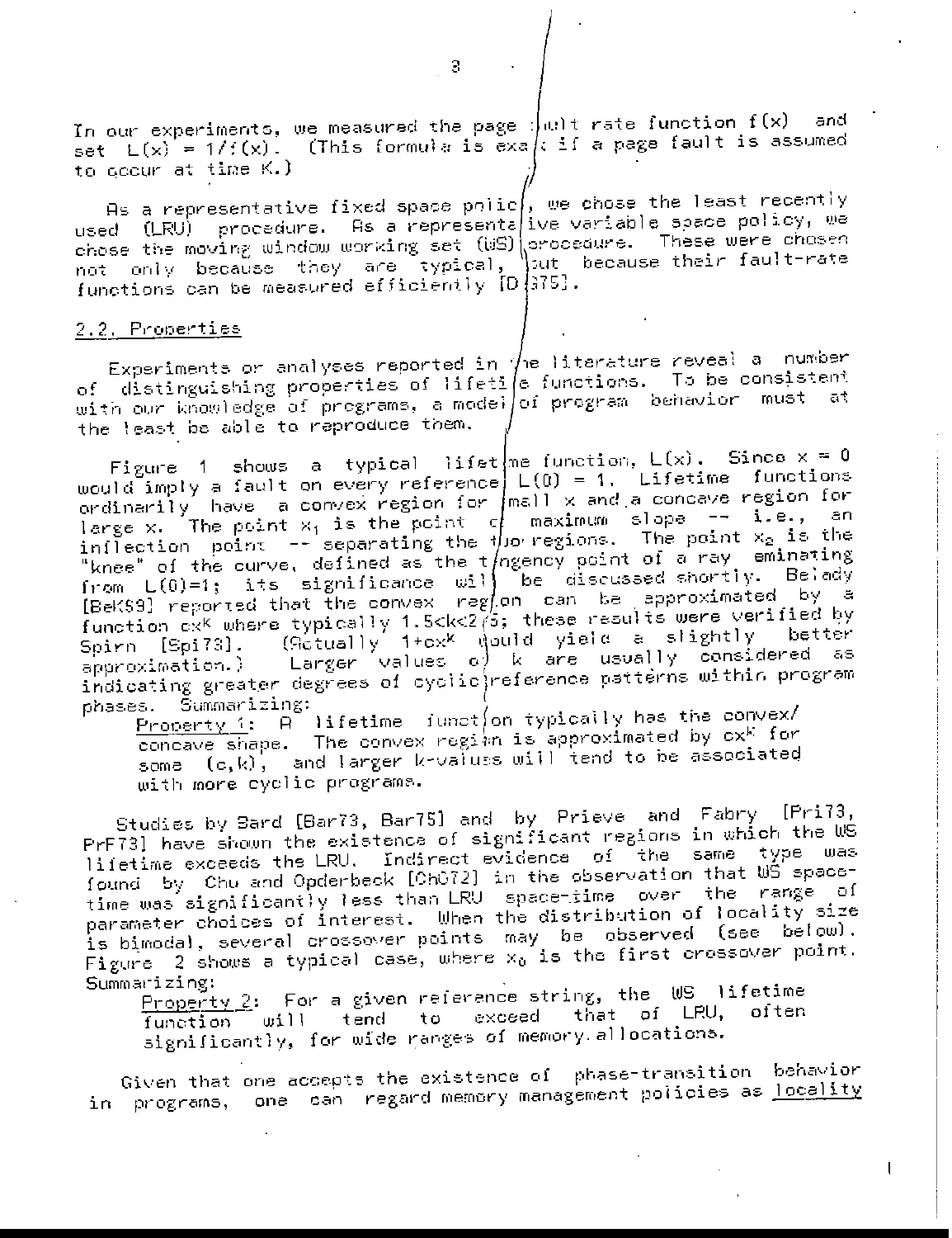In our experiments, we measured the page fault rate function $f(x)$ and set $L(x) = 1/f(x)$. (This formula is exact if a page fault is assumed to occur at time K.)

As a representative fixed space policy, we chose the least recently used (LRU) procedure. As a representative variable space policy, we chose the moving window working set (WS) procedure. These were chosen not only because they are typical, but because their fault-rate functions can be measured efficiently [DeG75].

## 2.2. Properties

Experiments or analyses reported in the literature reveal a number of distinguishing properties of lifetime functions. To be consistent with our knowledge of programs, a model of program behavior must at the least be able to reproduce them.

Figure 1 shows a typical lifetime function, $L(x)$. Since $x = 0$ would imply a fault on every reference, $L(0) = 1$. Lifetime functions ordinarily have a convex region for small x and a concave region for large x. The point $x_1$ is the point of maximum slope -- i.e., an inflection point -- separating the two regions. The point $x_2$ is the "knee" of the curve, defined as the tangency point of a ray eminating from $L(0)=1$; its significance will be discussed shortly. Belady [BeK69] reported that the convex region can be approximated by a function $cx^k$ where typically $1.5<k<2.5$; these results were verified by Spirn [Spi73]. (Actually $1+cx^k$ would yield a slightly better approximation.) Larger values of k are usually considered as indicating greater degrees of cyclic reference patterns within program phases. Summarizing:

<u>Property 1</u>: A lifetime function typically has the convex/concave shape. The convex region is approximated by $cx^k$ for some $(c,k)$, and larger k-values will tend to be associated with more cyclic programs.

Studies by Bard [Bar73, Bar75] and by Prieve and Fabry [Pri73, PrF73] have shown the existence of significant regions in which the WS lifetime exceeds the LRU. Indirect evidence of the same type was found by Chu and Opderbeck [ChO72] in the observation that WS space-time was significantly less than LRU space-time over the range of parameter choices of interest. When the distribution of locality size is bimodal, several crossover points may be observed (see below). Figure 2 shows a typical case, where $x_0$ is the first crossover point. Summarizing:

<u>Property 2</u>: For a given reference string, the WS lifetime function will tend to exceed that of LRU, often significantly, for wide ranges of memory allocations.

Given that one accepts the existence of phase-transition behavior in programs, one can regard memory management policies as <u>locality</u>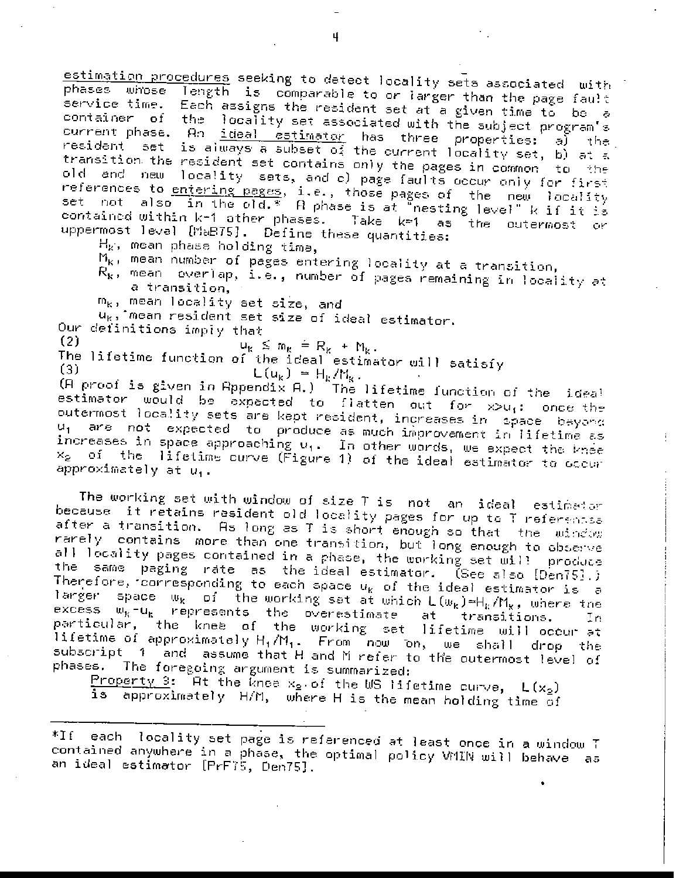<u>estimation procedures</u> seeking to detect locality sets associated with phases whose length is comparable to or larger than the page fault service time. Each assigns the resident set at a given time to be a container of the locality set associated with the subject program's current phase. An <u>ideal estimator</u> has three properties: a) the resident set is always a subset of the current locality set, b) at a transition the resident set contains only the pages in common to the old and new locality sets, and c) page faults occur only for first references to <u>entering pages</u>, i.e., those pages of the new locality set not also in the old.* A phase is at "nesting level" k if it is contained within k-1 other phases. Take k=1 as the outermost or uppermost level [MaB75]. Define these quantities:

- $H_k$, mean phase holding time,
- $M_k$, mean number of pages entering locality at a transition,
- $R_k$, mean overlap, i.e., number of pages remaining in locality at a transition,
- $m_k$, mean locality set size, and
- $u_k$, mean resident set size of ideal estimator.

Our definitions imply that

$$u_k \leq m_k = R_k + M_k. \tag{2}$$

The lifetime function of the ideal estimator will satisfy

$$L(u_k) = H_k/M_k. \tag{3}$$

(A proof is given in Appendix A.) The lifetime function of the ideal estimator would be expected to flatten out for $x>u_1$: once the outermost locality sets are kept resident, increases in space beyond $u_1$ are not expected to produce as much improvement in lifetime as increases in space approaching $u_1$. In other words, we expect the knee $x_2$ of the lifetime curve (Figure 1) of the ideal estimator to occur approximately at $u_1$.

The working set with window of size T is not an ideal estimator because it retains resident old locality pages for up to T references after a transition. As long as T is short enough so that the window rarely contains more than one transition, but long enough to observe all locality pages contained in a phase, the working set will produce the same paging rate as the ideal estimator. (See also [Den75].) Therefore, corresponding to each space $u_k$ of the ideal estimator is a larger space $w_k$ of the working set at which $L(w_k)=H_k/M_k$, where the excess $w_k-u_k$ represents the overestimate at transitions. In particular, the knee of the working set lifetime will occur at lifetime of approximately $H_1/M_1$. From now on, we shall drop the subscript 1 and assume that H and M refer to the outermost level of phases. The foregoing argument is summarized:

<u>Property 3</u>: At the knee $x_2$ of the WS lifetime curve, $L(x_2)$ is approximately H/M, where H is the mean holding time of

---

*If each locality set page is referenced at least once in a window T contained anywhere in a phase, the optimal policy VMIN will behave as an ideal estimator [PrF75, Den75].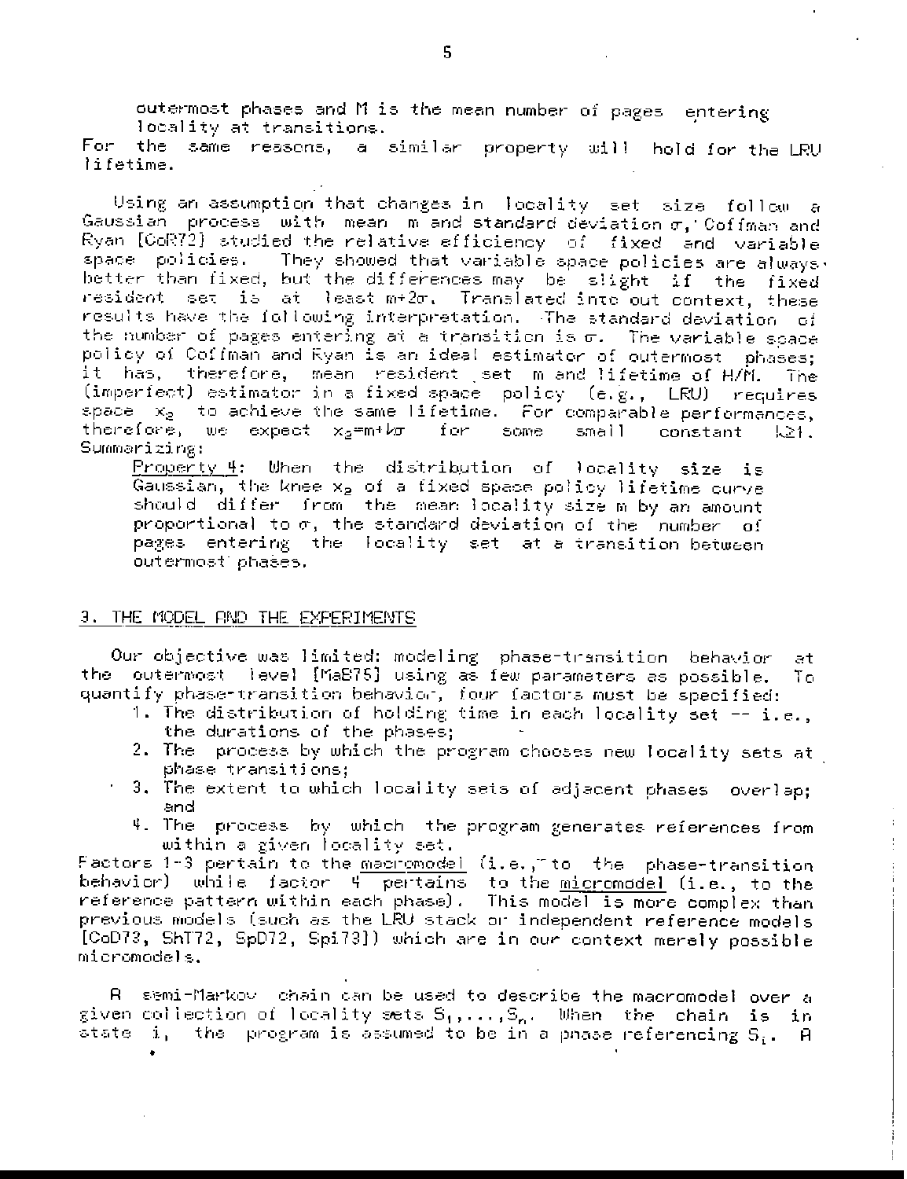outermost phases and M is the mean number of pages entering locality at transitions.

For the same reasons, a similar property will hold for the LRU lifetime.

Using an assumption that changes in locality set size follow a Gaussian process with mean m and standard deviation $\sigma$, Coffman and Ryan [CoR72] studied the relative efficiency of fixed and variable space policies. They showed that variable space policies are always better than fixed, but the differences may be slight if the fixed resident set is at least $m+2\sigma$. Translated into out context, these results have the following interpretation. The standard deviation of the number of pages entering at a transition is $\sigma$. The variable space policy of Coffman and Ryan is an ideal estimator of outermost phases; it has, therefore, mean resident set m and lifetime of H/M. The (imperfect) estimator in a fixed space policy (e.g., LRU) requires space $x_2$ to achieve the same lifetime. For comparable performances, therefore, we expect $x_2=m+k\sigma$ for some small constant $k\geq 1$. Summarizing:

> Property 4: When the distribution of locality size is Gaussian, the knee $x_2$ of a fixed space policy lifetime curve should differ from the mean locality size m by an amount proportional to $\sigma$, the standard deviation of the number of pages entering the locality set at a transition between outermost phases.

## 3. THE MODEL AND THE EXPERIMENTS

Our objective was limited: modeling phase-transition behavior at the outermost level [MaB75] using as few parameters as possible. To quantify phase-transition behavior, four factors must be specified:

1. The distribution of holding time in each locality set -- i.e., the durations of the phases;
2. The process by which the program chooses new locality sets at phase transitions;
3. The extent to which locality sets of adjacent phases overlap; and
4. The process by which the program generates references from within a given locality set.

Factors 1-3 pertain to the macromodel (i.e., to the phase-transition behavior) while factor 4 pertains to the micromodel (i.e., to the reference pattern within each phase). This model is more complex than previous models (such as the LRU stack or independent reference models [CoD73, ShT72, SpD72, Spi73]) which are in our context merely possible micromodels.

A semi-Markov chain can be used to describe the macromodel over a given collection of locality sets $S_1,\ldots,S_n$. When the chain is in state i, the program is assumed to be in a phase referencing $S_i$. A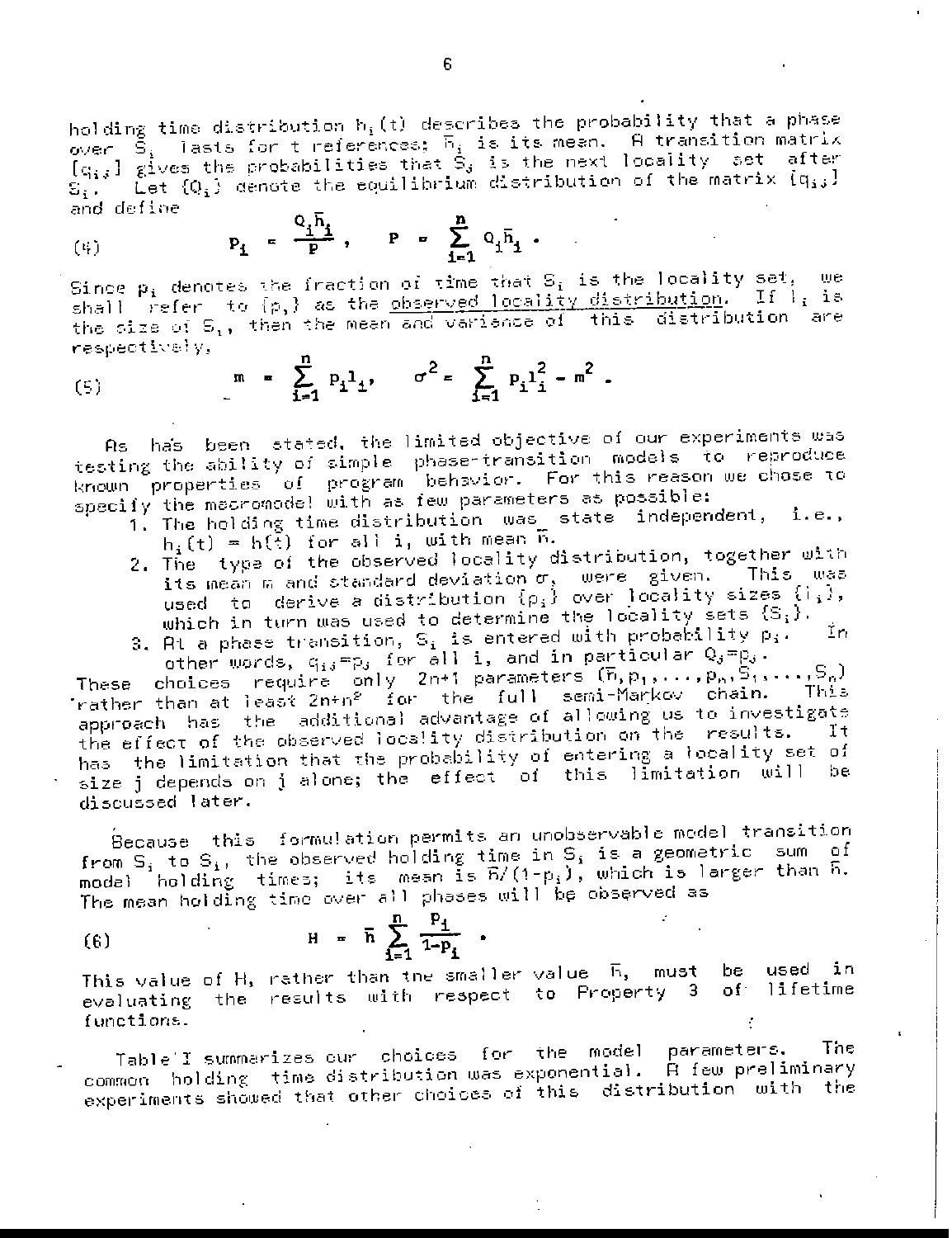holding time distribution $h_i(t)$ describes the probability that a phase over $S_i$ lasts for t references; $\bar{h}_i$ is its mean. A transition matrix $[q_{ij}]$ gives the probabilities that $S_j$ is the next locality set after $S_i$. Let $\{Q_i\}$ denote the equilibrium distribution of the matrix $[q_{ij}]$ and define

$$(4) \qquad p_i = \frac{Q_i \bar{h}_i}{P}, \quad P = \sum_{i=1}^{n} Q_i \bar{h}_i .$$

Since $p_i$ denotes the fraction of time that $S_i$ is the locality set, we shall refer to $\{p_i\}$ as the <u>observed locality distribution</u>. If $l_i$ is the size of $S_i$, then the mean and variance of this distribution are respectively,

$$(5) \qquad m = \sum_{i=1}^{n} p_i l_i, \quad \sigma^2 = \sum_{i=1}^{n} p_i l_i^2 - m^2 .$$

As has been stated, the limited objective of our experiments was testing the ability of simple phase-transition models to reproduce known properties of program behavior. For this reason we chose to specify the macromodel with as few parameters as possible:

1. The holding time distribution was state independent, i.e., $h_i(t) = h(t)$ for all i, with mean $\bar{h}$.
2. The type of the observed locality distribution, together with its mean m and standard deviation $\sigma$, were given. This was used to derive a distribution $\{p_i\}$ over locality sizes $\{l_i\}$, which in turn was used to determine the locality sets $\{S_i\}$.
3. At a phase transition, $S_j$ is entered with probability $p_j$. In other words, $q_{ij}=p_j$ for all i, and in particular $Q_j=p_j$.

These choices require only 2n+1 parameters $(\bar{h}, p_1, \ldots, p_n, S_1, \ldots, S_n)$ rather than at least $2n+n^2$ for the full semi-Markov chain. This approach has the additional advantage of allowing us to investigate the effect of the observed locality distribution on the results. It has the limitation that the probability of entering a locality set of size j depends on j alone; the effect of this limitation will be discussed later.

Because this formulation permits an unobservable model transition from $S_i$ to $S_i$, the observed holding time in $S_i$ is a geometric sum of model holding times; its mean is $\bar{h}/(1-p_i)$, which is larger than $\bar{h}$. The mean holding time over all phases will be observed as

$$(6) \qquad H = \bar{h} \sum_{i=1}^{n} \frac{p_i}{1-p_i} .$$

This value of H, rather than the smaller value $\bar{h}$, must be used in evaluating the results with respect to Property 3 of lifetime functions.

Table I summarizes our choices for the model parameters. The common holding time distribution was exponential. A few preliminary experiments showed that other choices of this distribution with the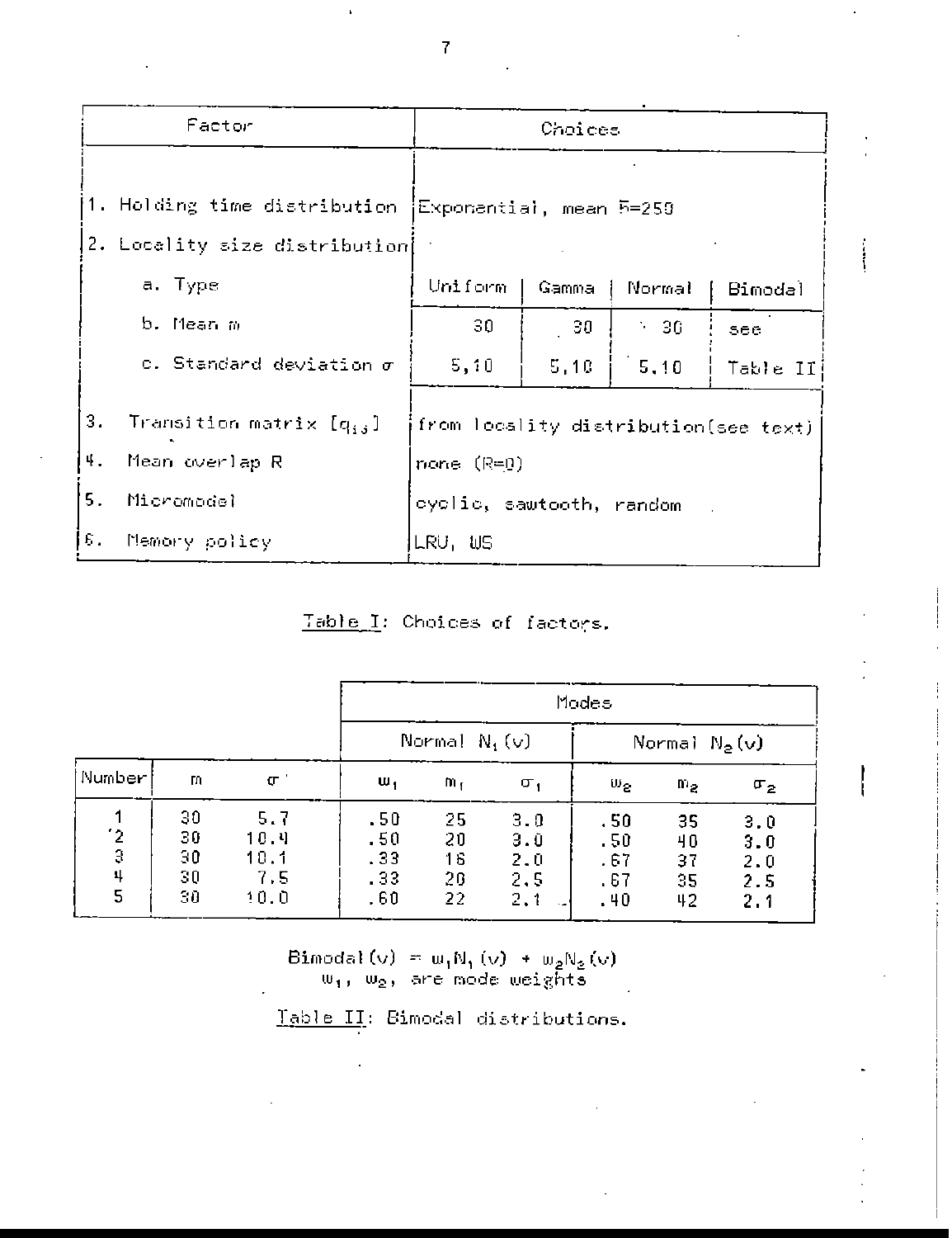| Factor | Choices | | | |
|---|---|---|---|---|
| 1. Holding time distribution | Exponential, mean $\bar{H}$=250 | | | |
| 2. Locality size distribution | | | | |
| a. Type | Uniform | Gamma | Normal | Bimodal |
| b. Mean $m$ | 30 | 30 | 30 | see |
| c. Standard deviation $\sigma$ | 5,10 | 5,10 | 5,10 | Table II |
| 3. Transition matrix $[q_{ij}]$ | from locality distribution(see text) | | | |
| 4. Mean overlap R | none (R=0) | | | |
| 5. Micromodel | cyclic, sawtooth, random | | | |
| 6. Memory policy | LRU, WS | | | |

Table I: Choices of factors.

| | | | Modes | | | | | |
|---|---|---|---|---|---|---|---|---|
| | | | Normal $N_1(v)$ | | | Normal $N_2(v)$ | | |
| Number | $m$ | $\sigma$ | $w_1$ | $m_1$ | $\sigma_1$ | $w_2$ | $m_2$ | $\sigma_2$ |
| 1 | 30 | 5.7 | .50 | 25 | 3.0 | .50 | 35 | 3.0 |
| 2 | 30 | 10.4 | .50 | 20 | 3.0 | .50 | 40 | 3.0 |
| 3 | 30 | 10.1 | .33 | 16 | 2.0 | .67 | 37 | 2.0 |
| 4 | 30 | 7.5 | .33 | 20 | 2.5 | .67 | 35 | 2.5 |
| 5 | 30 | 10.0 | .60 | 22 | 2.1 | .40 | 42 | 2.1 |

$$\text{Bimodal}(v) = w_1 N_1(v) + w_2 N_2(v)$$

$w_1$, $w_2$, are mode weights

Table II: Bimodal distributions.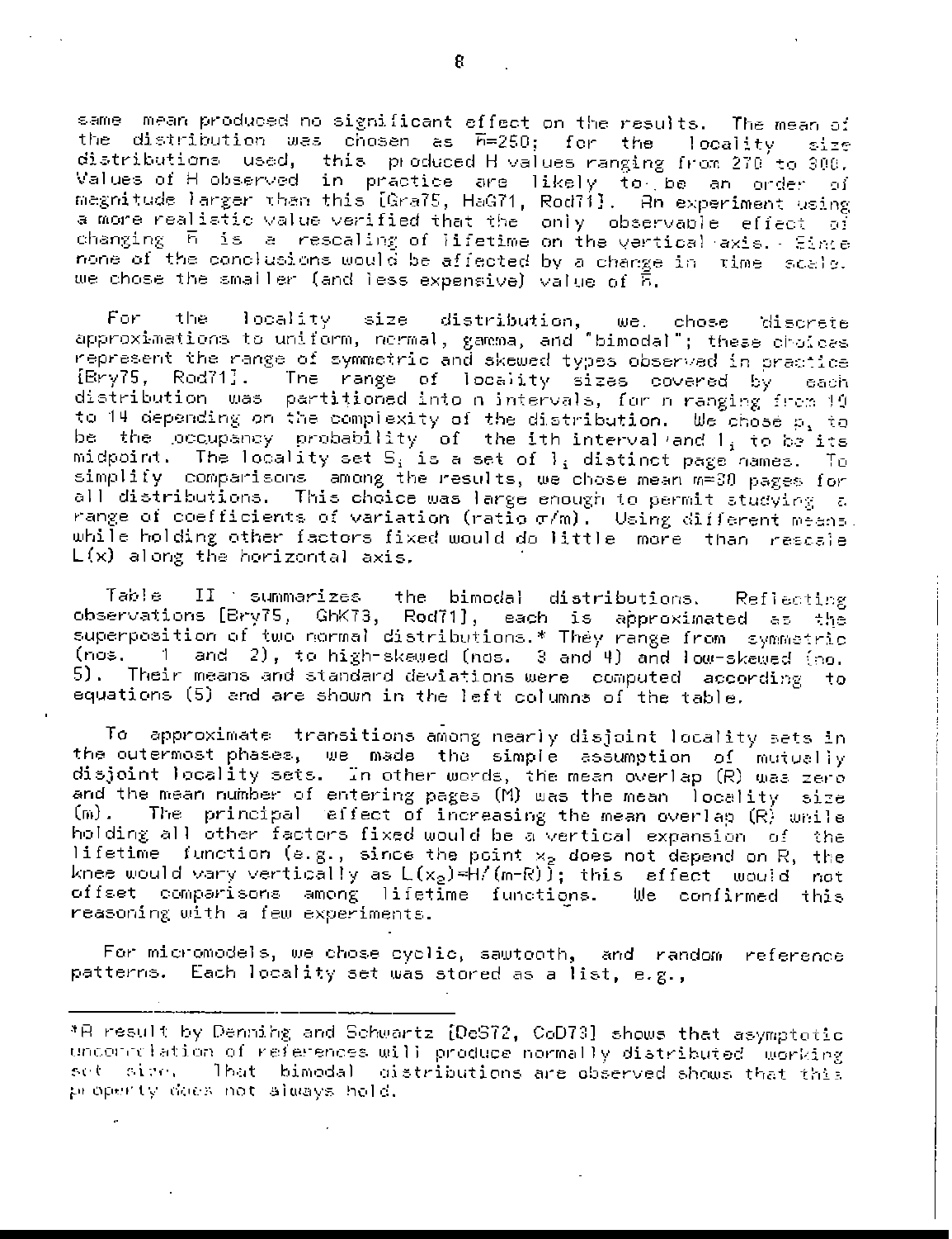same mean produced no significant effect on the results. The mean of the distribution was chosen as $\bar{h}=250$; for the locality size distributions used, this produced H values ranging from 270 to 300. Values of H observed in practice are likely to be an order of magnitude larger than this [Gra75, HaG71, Rod71]. An experiment using a more realistic value verified that the only observable effect of changing $\bar{h}$ is a rescaling of lifetime on the vertical axis. Since none of the conclusions would be affected by a change in time scale, we chose the smaller (and less expensive) value of $\bar{h}$.

For the locality size distribution, we chose discrete approximations to uniform, normal, gamma, and "bimodal"; these choices represent the range of symmetric and skewed types observed in practice [Bry75, Rod71]. The range of locality sizes covered by each distribution was partitioned into n intervals, for n ranging from 10 to 14 depending on the complexity of the distribution. We chose $p_i$ to be the occupancy probability of the ith interval and $l_i$ to be its midpoint. The locality set $S_i$ is a set of $l_i$ distinct page names. To simplify comparisons among the results, we chose mean m=30 pages for all distributions. This choice was large enough to permit studying a range of coefficients of variation (ratio $\sigma/m$). Using different means while holding other factors fixed would do little more than rescale L(x) along the horizontal axis.

Table II summarizes the bimodal distributions. Reflecting observations [Bry75, GhK73, Rod71], each is approximated as the superposition of two normal distributions.* They range from symmetric (nos. 1 and 2), to high-skewed (nos. 3 and 4) and low-skewed (no. 5). Their means and standard deviations were computed according to equations (5) and are shown in the left columns of the table.

To approximate transitions among nearly disjoint locality sets in the outermost phases, we made the simple assumption of mutually disjoint locality sets. In other words, the mean overlap (R) was zero and the mean number of entering pages (M) was the mean locality size (m). The principal effect of increasing the mean overlap (R) while holding all other factors fixed would be a vertical expansion of the lifetime function (e.g., since the point $x_2$ does not depend on R, the knee would vary vertically as $L(x_2)=H/(m-R)$); this effect would not offset comparisons among lifetime functions. We confirmed this reasoning with a few experiments.

For micromodels, we chose cyclic, sawtooth, and random reference patterns. Each locality set was stored as a list, e.g.,

---

*A result by Denning and Schwartz [DeS72, CoD73] shows that asymptotic uncorrelation of references will produce normally distributed working set size. That bimodal distributions are observed shows that this property does not always hold.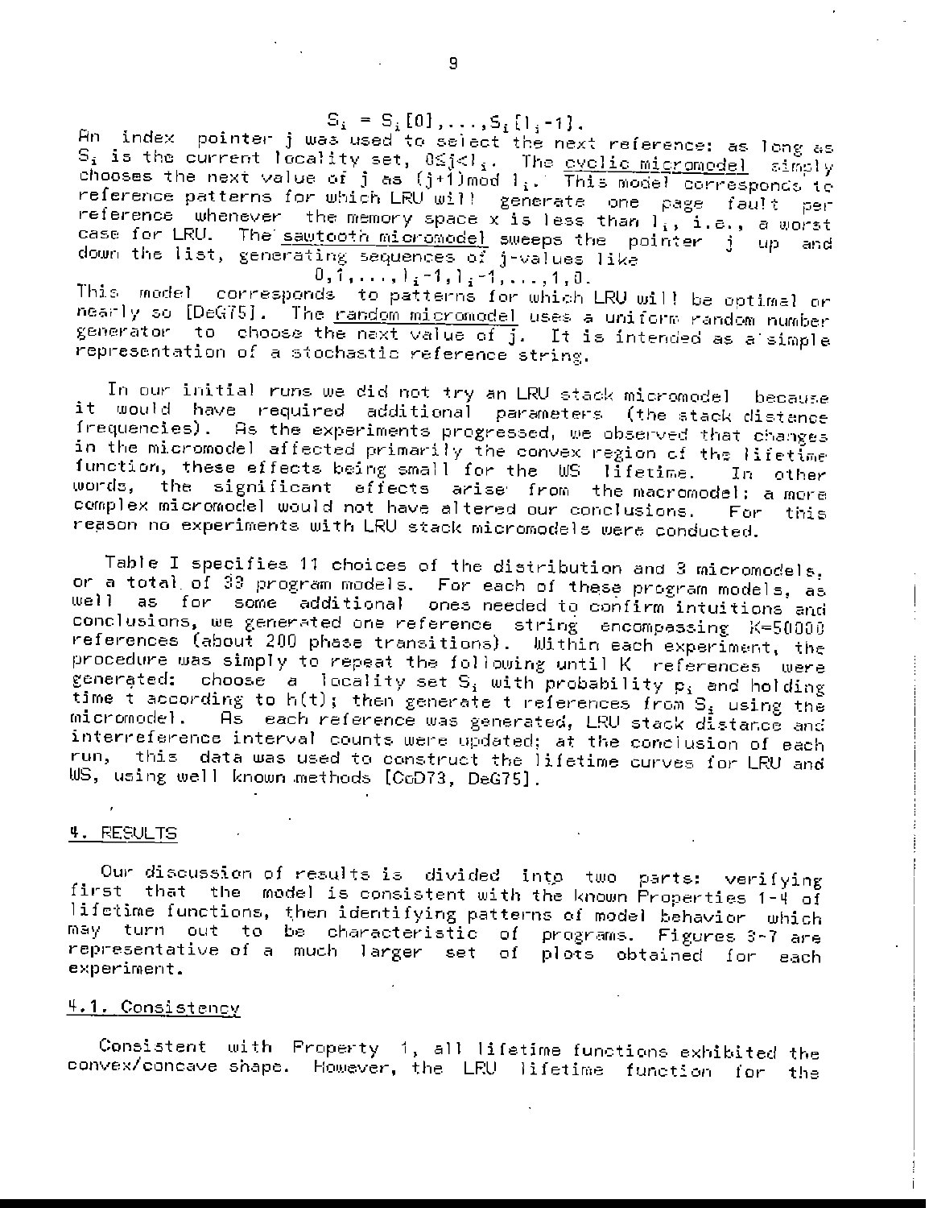$$S_i = S_i[0],\ldots,S_i[l_i-1].$$

An index pointer j was used to select the next reference: as long as $S_i$ is the current locality set, $0 \leq j < l_i$. The cyclic micromodel simply chooses the next value of j as $(j+1) \bmod l_i$. This model corresponds to reference patterns for which LRU will generate one page fault per reference whenever the memory space x is less than $l_i$, i.e., a worst case for LRU. The sawtooth micromodel sweeps the pointer j up and down the list, generating sequences of j-values like

$$0,1,\ldots,l_i-1,l_i-1,\ldots,1,0.$$

This model corresponds to patterns for which LRU will be optimal or nearly so [DeG75]. The random micromodel uses a uniform random number generator to choose the next value of j. It is intended as a simple representation of a stochastic reference string.

In our initial runs we did not try an LRU stack micromodel because it would have required additional parameters (the stack distance frequencies). As the experiments progressed, we observed that changes in the micromodel affected primarily the convex region of the lifetime function, these effects being small for the WS lifetime. In other words, the significant effects arise from the macromodel: a more complex micromodel would not have altered our conclusions. For this reason no experiments with LRU stack micromodels were conducted.

Table I specifies 11 choices of the distribution and 3 micromodels, or a total of 33 program models. For each of these program models, as well as for some additional ones needed to confirm intuitions and conclusions, we generated one reference string encompassing K=50000 references (about 200 phase transitions). Within each experiment, the procedure was simply to repeat the following until K references were generated: choose a locality set $S_i$ with probability $p_i$ and holding time t according to h(t); then generate t references from $S_i$ using the micromodel. As each reference was generated, LRU stack distance and interreference interval counts were updated; at the conclusion of each run, this data was used to construct the lifetime curves for LRU and WS, using well known methods [CoD73, DeG75].

## 4. RESULTS

Our discussion of results is divided into two parts: verifying first that the model is consistent with the known Properties 1-4 of lifetime functions, then identifying patterns of model behavior which may turn out to be characteristic of programs. Figures 3-7 are representative of a much larger set of plots obtained for each experiment.

### 4.1. Consistency

Consistent with Property 1, all lifetime functions exhibited the convex/concave shape. However, the LRU lifetime function for the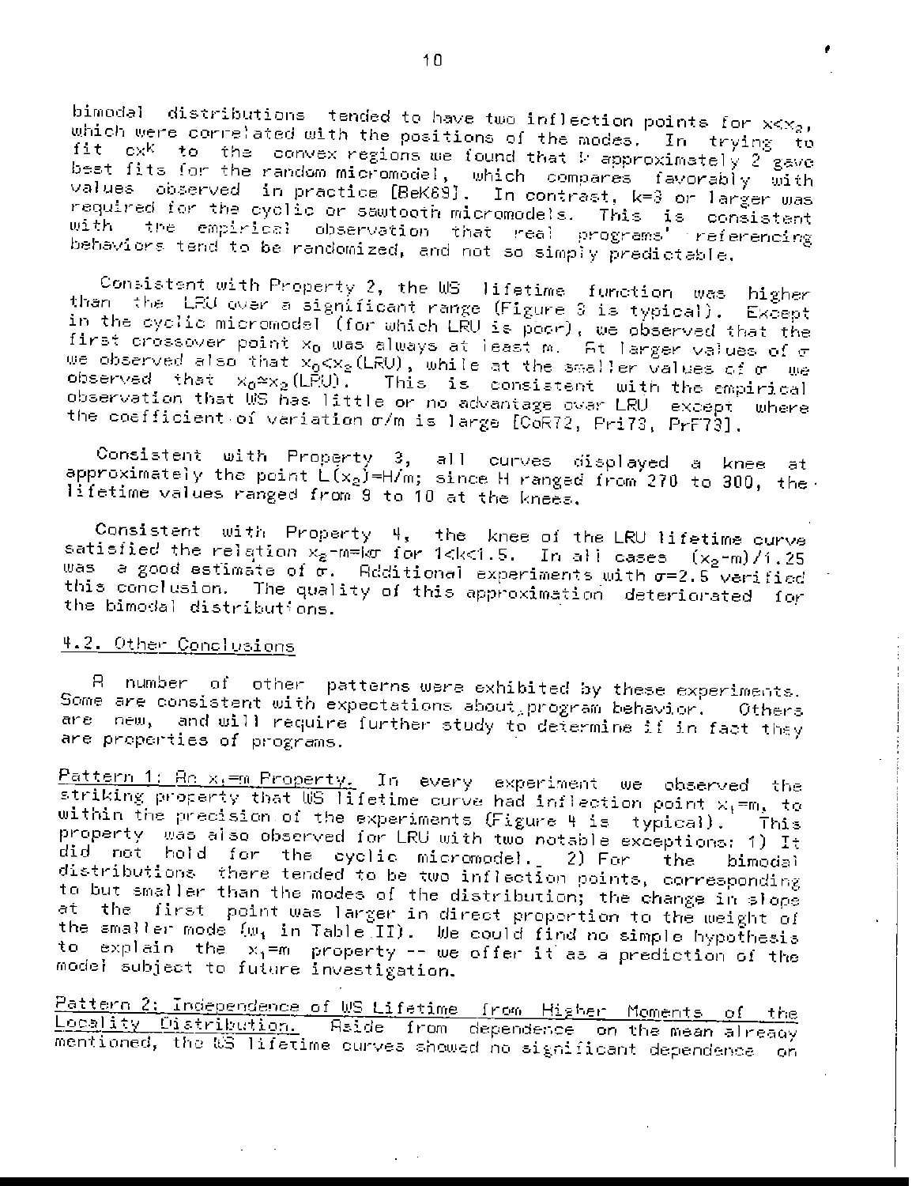bimodal distributions tended to have two inflection points for $x<x_2$, which were correlated with the positions of the modes. In trying to fit $cx^k$ to the convex regions we found that $k$ approximately 2 gave best fits for the random micromodel, which compares favorably with values observed in practice [BeK69]. In contrast, k=3 or larger was required for the cyclic or sawtooth micromodels. This is consistent with the empirical observation that real programs' referencing behaviors tend to be randomized, and not so simply predictable.

Consistent with Property 2, the WS lifetime function was higher than the LRU over a significant range (Figure 3 is typical). Except in the cyclic micromodel (for which LRU is poor), we observed that the first crossover point $x_0$ was always at least m. At larger values of $\sigma$ we observed also that $x_0<x_2$(LRU), while at the smaller values of $\sigma$ we observed that $x_0 \approx x_2$(LRU). This is consistent with the empirical observation that WS has little or no advantage over LRU except where the coefficient of variation $\sigma/m$ is large [CoR72, Pri73, PrF73].

Consistent with Property 3, all curves displayed a knee at approximately the point $L(x_2)=H/m$; since H ranged from 270 to 300, the lifetime values ranged from 9 to 10 at the knees.

Consistent with Property 4, the knee of the LRU lifetime curve satisfied the relation $x_2-m=k\sigma$ for $1<k<1.5$. In all cases $(x_2-m)/1.25$ was a good estimate of $\sigma$. Additional experiments with $\sigma=2.5$ verified this conclusion. The quality of this approximation deteriorated for the bimodal distributions.

## 4.2. Other Conclusions

A number of other patterns were exhibited by these experiments. Some are consistent with expectations about program behavior. Others are new, and will require further study to determine if in fact they are properties of programs.

Pattern 1: An $x_1=m$ Property. In every experiment we observed the striking property that WS lifetime curve had inflection point $x_1=m$, to within the precision of the experiments (Figure 4 is typical). This property was also observed for LRU with two notable exceptions: 1) It did not hold for the cyclic micromodel. 2) For the bimodal distributions there tended to be two inflection points, corresponding to but smaller than the modes of the distribution; the change in slope at the first point was larger in direct proportion to the weight of the smaller mode ($w_1$ in Table II). We could find no simple hypothesis to explain the $x_1=m$ property -- we offer it as a prediction of the model subject to future investigation.

Pattern 2: Independence of WS Lifetime from Higher Moments of the Locality Distribution. Aside from dependence on the mean already mentioned, the WS lifetime curves showed no significant dependence on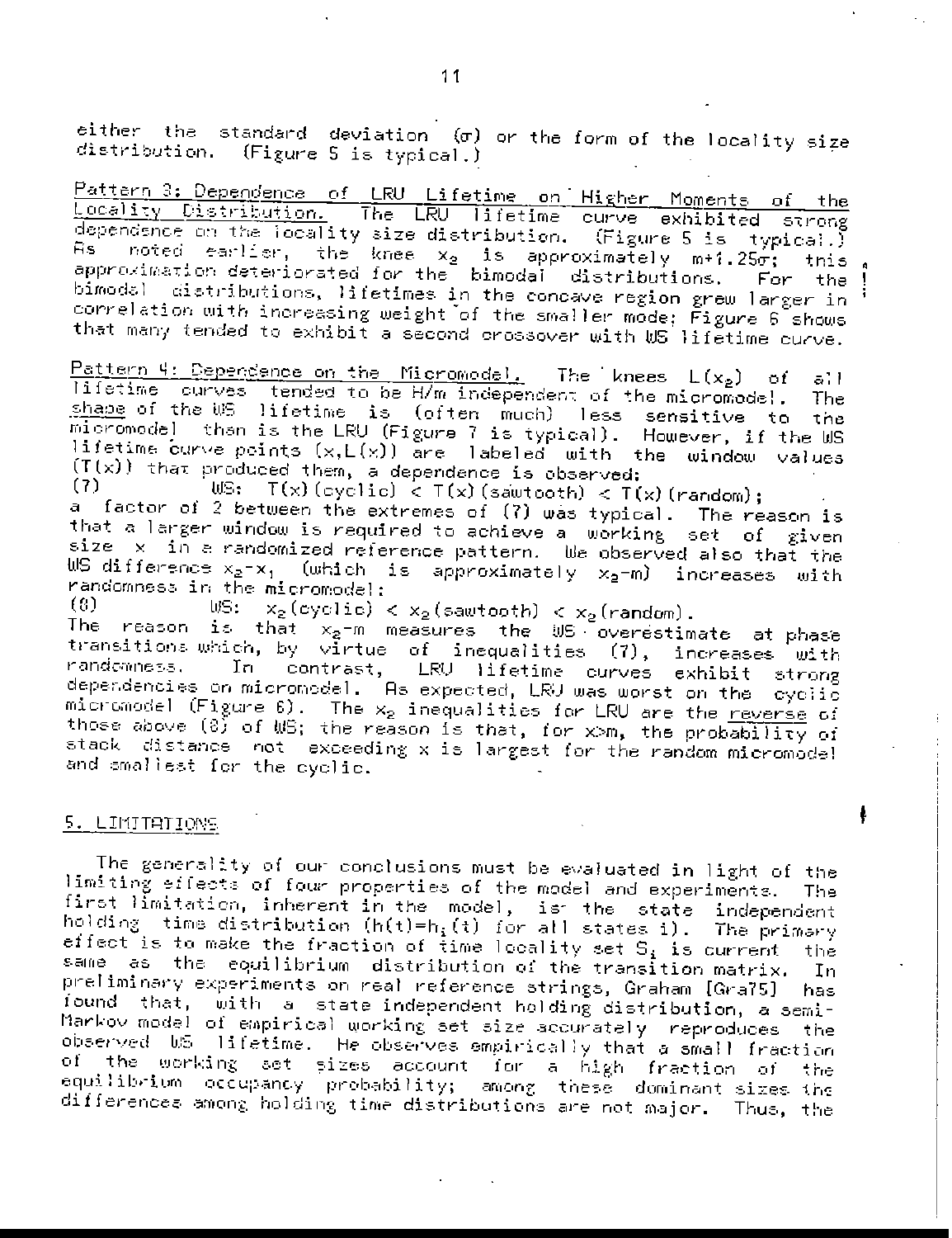either the standard deviation ($\sigma$) or the form of the locality size distribution. (Figure 5 is typical.)

Pattern 3: Dependence of LRU Lifetime on Higher Moments of the Locality Distribution. The LRU lifetime curve exhibited strong dependence on the locality size distribution. (Figure 5 is typical.) As noted earlier, the knee $x_2$ is approximately $m+1.25\sigma$; this approximation deteriorated for the bimodal distributions. For the bimodal distributions, lifetimes in the concave region grew larger in correlation with increasing weight of the smaller mode; Figure 6 shows that many tended to exhibit a second crossover with WS lifetime curve.

Pattern 4: Dependence on the Micromodel. The knees $L(x_2)$ of all lifetime curves tended to be H/m independent of the micromodel. The shape of the WS lifetime is (often much) less sensitive to the micromodel than is the LRU (Figure 7 is typical). However, if the WS lifetime curve points $(x,L(x))$ are labeled with the window values $(T(x))$ that produced them, a dependence is observed:

(7) WS: $T(x)(\text{cyclic}) < T(x)(\text{sawtooth}) < T(x)(\text{random})$;

a factor of 2 between the extremes of (7) was typical. The reason is that a larger window is required to achieve a working set of given size $x$ in a randomized reference pattern. We observed also that the WS difference $x_2-x_1$ (which is approximately $x_2-m$) increases with randomness in the micromodel:

(8) WS: $x_2(\text{cyclic}) < x_2(\text{sawtooth}) < x_2(\text{random})$.

The reason is that $x_2-m$ measures the WS overestimate at phase transitions which, by virtue of inequalities (7), increases with randomness. In contrast, LRU lifetime curves exhibit strong dependencies on micromodel. As expected, LRU was worst on the cyclic micromodel (Figure 6). The $x_2$ inequalities for LRU are the reverse of those above (8) of WS; the reason is that, for $x>m$, the probability of stack distance not exceeding $x$ is largest for the random micromodel and smallest for the cyclic.

## 5. LIMITATIONS

The generality of our conclusions must be evaluated in light of the limiting effects of four properties of the model and experiments. The first limitation, inherent in the model, is the state independent holding time distribution ($h(t)=h_i(t)$ for all states i). The primary effect is to make the fraction of time locality set $S_i$ is current the same as the equilibrium distribution of the transition matrix. In preliminary experiments on real reference strings, Graham [Gra75] has found that, with a state independent holding distribution, a semi-Markov model of empirical working set size accurately reproduces the observed WS lifetime. He observes empirically that a small fraction of the working set sizes account for a high fraction of the equilibrium occupancy probability; among these dominant sizes the differences among holding time distributions are not major. Thus, the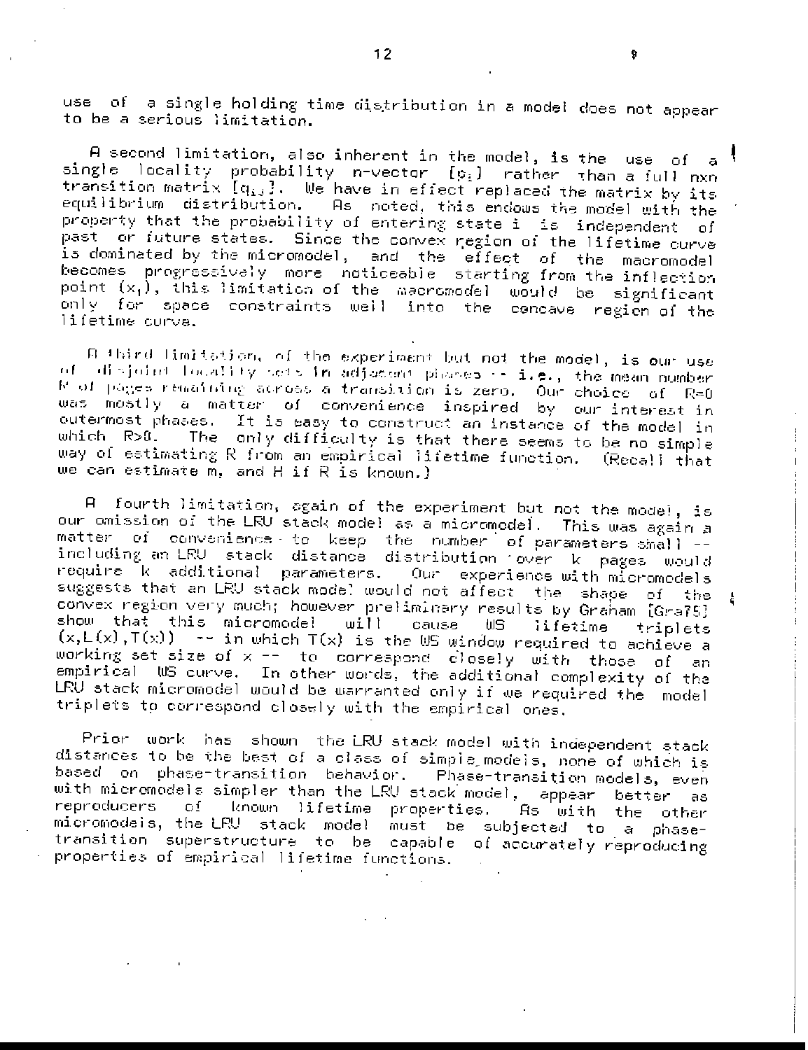use of a single holding time distribution in a model does not appear to be a serious limitation.

A second limitation, also inherent in the model, is the use of a single locality probability n-vector $[p_i]$ rather than a full nxn transition matrix $[q_{ij}]$. We have in effect replaced the matrix by its equilibrium distribution. As noted, this endows the model with the property that the probability of entering state i is independent of past or future states. Since the convex region of the lifetime curve is dominated by the micromodel, and the effect of the macromodel becomes progressively more noticeable starting from the inflection point $(x_1)$, this limitation of the macromodel would be significant only for space constraints well into the concave region of the lifetime curve.

A third limitation, of the experiment but not the model, is our use of disjoint locality sets in adjacent phases -- i.e., the mean number R of pages remaining across a transition is zero. Our choice of R=0 was mostly a matter of convenience inspired by our interest in outermost phases. It is easy to construct an instance of the model in which R>0. The only difficulty is that there seems to be no simple way of estimating R from an empirical lifetime function. (Recall that we can estimate m, and H if R is known.)

A fourth limitation, again of the experiment but not the model, is our omission of the LRU stack model as a micromodel. This was again a matter of convenience - to keep the number of parameters small -- including an LRU stack distance distribution over k pages would require k additional parameters. Our experience with micromodels suggests that an LRU stack model would not affect the shape of the convex region very much; however preliminary results by Graham [Gra75] show that this micromodel will cause WS lifetime triplets $(x, L(x), T(x))$ -- in which $T(x)$ is the WS window required to achieve a working set size of x -- to correspond closely with those of an empirical WS curve. In other words, the additional complexity of the LRU stack micromodel would be warranted only if we required the model triplets to correspond closely with the empirical ones.

Prior work has shown the LRU stack model with independent stack distances to be the best of a class of simple models, none of which is based on phase-transition behavior. Phase-transition models, even with micromodels simpler than the LRU stack model, appear better as reproducers of known lifetime properties. As with the other micromodels, the LRU stack model must be subjected to a phase-transition superstructure to be capable of accurately reproducing properties of empirical lifetime functions.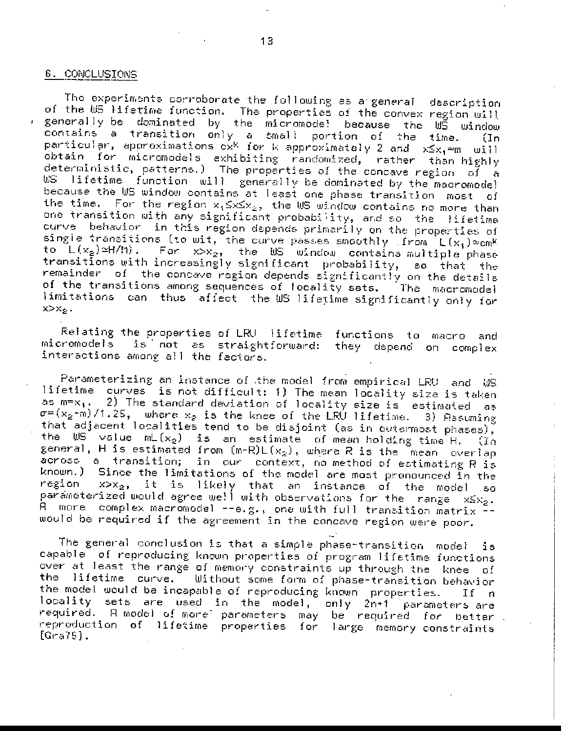## 6. CONCLUSIONS

The experiments corroborate the following as a general description of the WS lifetime function. The properties of the convex region will generally be dominated by the micromodel because the WS window contains a transition only a small portion of the time. (In particular, approximations $cx^k$ for $k$ approximately 2 and $x \leq x_1 = m$ will obtain for micromodels exhibiting randomized, rather than highly deterministic, patterns.) The properties of the concave region of a WS lifetime function will generally be dominated by the macromodel because the WS window contains at least one phase transition most of the time. For the region $x_1 \leq x \leq x_2$, the WS window contains no more than one transition with any significant probability, and so the lifetime curve behavior in this region depends primarily on the properties of single transitions (to wit, the curve passes smoothly from $L(x_1) \simeq cm^k$ to $L(x_2) \simeq H/M$). For $x > x_2$, the WS window contains multiple phase transitions with increasingly significant probability, so that the remainder of the concave region depends significantly on the details of the transitions among sequences of locality sets. The macromodel limitations can thus affect the WS lifetime significantly only for $x > x_2$.

Relating the properties of LRU lifetime functions to macro and micromodels is not as straightforward: they depend on complex interactions among all the factors.

Parameterizing an instance of the model from empirical LRU and WS lifetime curves is not difficult: 1) The mean locality size is taken as $m = x_1$. 2) The standard deviation of locality size is estimated as $\sigma = (x_2 - m)/1.25$, where $x_2$ is the knee of the LRU lifetime. 3) Assuming that adjacent localities tend to be disjoint (as in outermost phases), the WS value $mL(x_2)$ is an estimate of mean holding time H. (In general, H is estimated from $(m-R)L(x_2)$, where R is the mean overlap across a transition; in our context, no method of estimating R is known.) Since the limitations of the model are most pronounced in the region $x > x_2$, it is likely that an instance of the model so parameterized would agree well with observations for the range $x \leq x_2$. A more complex macromodel --e.g., one with full transition matrix -- would be required if the agreement in the concave region were poor.

The general conclusion is that a simple phase-transition model is capable of reproducing known properties of program lifetime functions over at least the range of memory constraints up through the knee of the lifetime curve. Without some form of phase-transition behavior the model would be incapable of reproducing known properties. If n locality sets are used in the model, only 2n+1 parameters are required. A model of more parameters may be required for better reproduction of lifetime properties for large memory constraints [Gra75].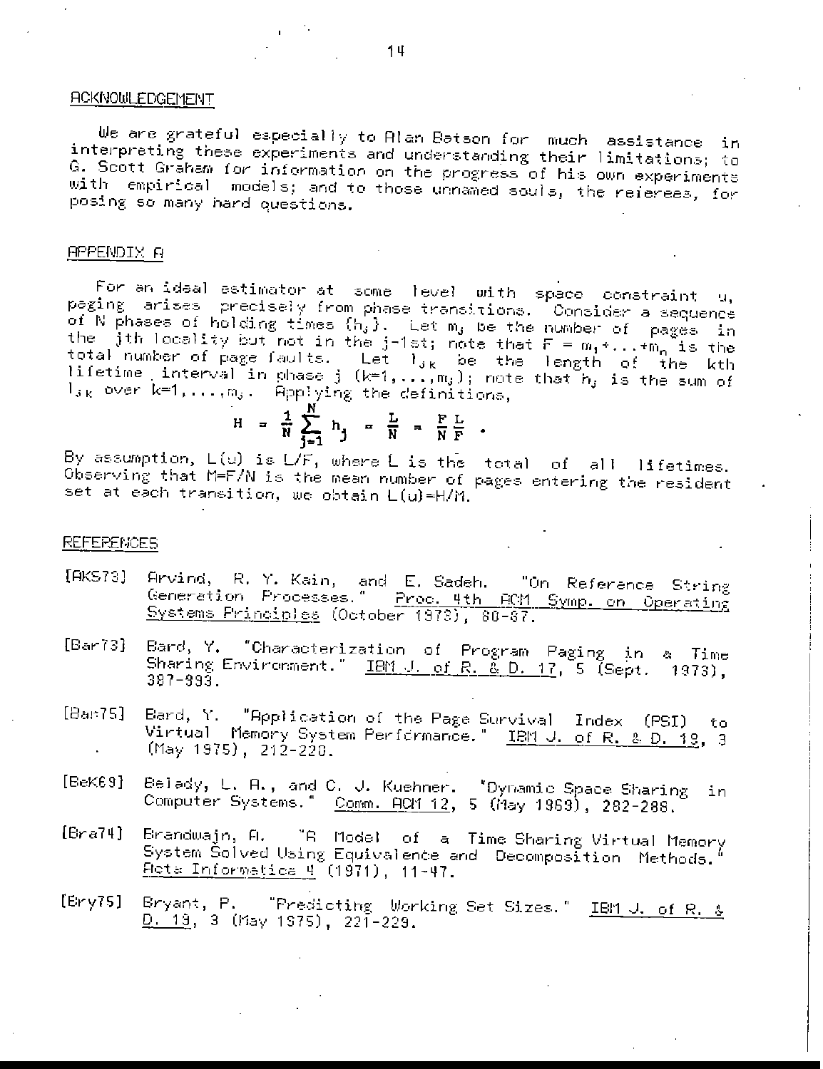## ACKNOWLEDGEMENT

We are grateful especially to Alan Batson for much assistance in interpreting these experiments and understanding their limitations; to G. Scott Graham for information on the progress of his own experiments with empirical models; and to those unnamed souls, the referees, for posing so many hard questions.

## APPENDIX A

For an ideal estimator at some level with space constraint u, paging arises precisely from phase transitions. Consider a sequence of N phases of holding times $\{h_j\}$. Let $m_j$ be the number of pages in the jth locality but not in the j-1st; note that $F = m_1 + \ldots + m_n$ is the total number of page faults. Let $l_{jk}$ be the length of the kth lifetime interval in phase j ($k=1,\ldots,m_j$); note that $h_j$ is the sum of $l_{jk}$ over $k=1,\ldots,m_j$. Applying the definitions,

$$H = \frac{1}{N}\sum_{j=1}^{N} h_j = \frac{L}{N} = \frac{F}{N}\frac{L}{F} .$$

By assumption, L(u) is L/F, where L is the total of all lifetimes. Observing that M=F/N is the mean number of pages entering the resident set at each transition, we obtain L(u)=H/M.

## REFERENCES

[AKS73] Arvind, R. Y. Kain, and E. Sadeh. "On Reference String Generation Processes." Proc. 4th ACM Symp. on Operating Systems Principles (October 1973), 80-87.

[Bar73] Bard, Y. "Characterization of Program Paging in a Time Sharing Environment." IBM J. of R. & D. 17, 5 (Sept. 1973), 387-393.

[Bar75] Bard, Y. "Application of the Page Survival Index (PSI) to Virtual Memory System Performance." IBM J. of R. & D. 19, 3 (May 1975), 212-220.

[BeK69] Belady, L. A., and C. J. Kuehner. "Dynamic Space Sharing in Computer Systems." Comm. ACM 12, 5 (May 1969), 282-288.

[Bra74] Brandwajn, A. "A Model of a Time Sharing Virtual Memory System Solved Using Equivalence and Decomposition Methods." Acta Informatica 4 (1974), 11-47.

[Bry75] Bryant, P. "Predicting Working Set Sizes." IBM J. of R. & D. 19, 3 (May 1975), 221-229.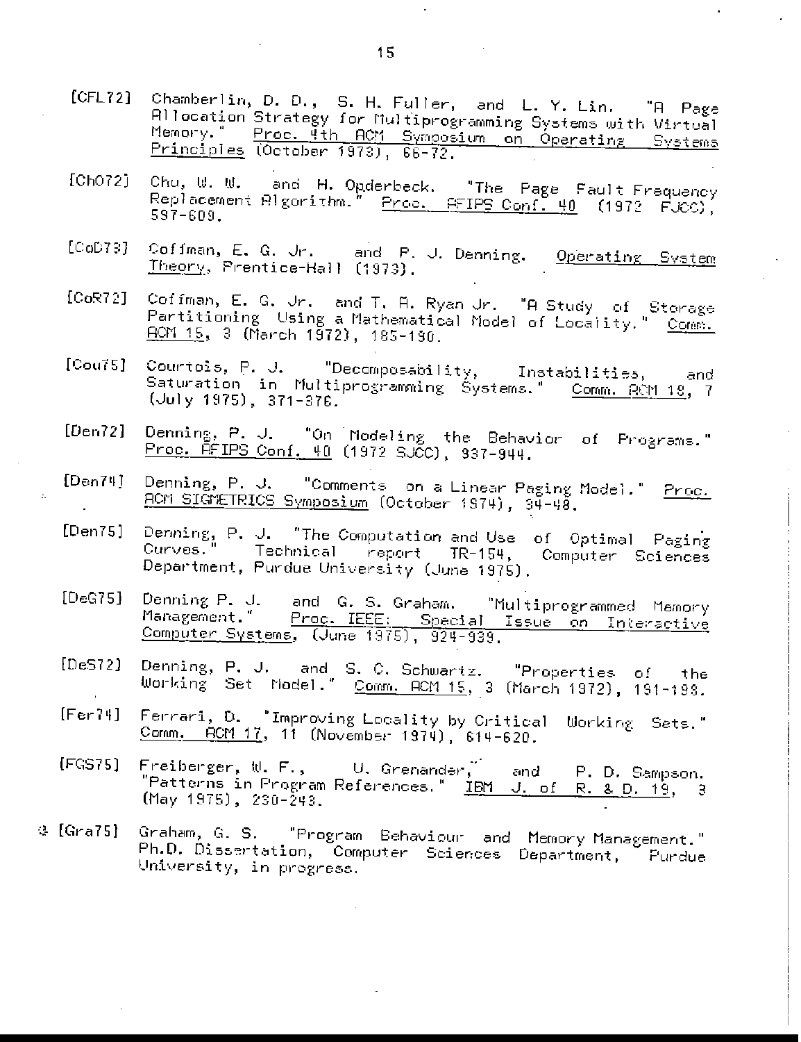[CFL72] Chamberlin, D. D., S. H. Fuller, and L. Y. Lin. "A Page Allocation Strategy for Multiprogramming Systems with Virtual Memory." Proc. 4th ACM Symposium on Operating Systems Principles (October 1973), 66-72.

[ChO72] Chu, W. W. and H. Opderbeck. "The Page Fault Frequency Replacement Algorithm." Proc. AFIPS Conf. 40 (1972 FJCC), 597-609.

[CoD73] Coffman, E. G. Jr. and P. J. Denning. Operating System Theory, Prentice-Hall (1973).

[CoR72] Coffman, E. G. Jr. and T. A. Ryan Jr. "A Study of Storage Partitioning Using a Mathematical Model of Locality." Comm. ACM 15, 3 (March 1972), 185-190.

[Cou75] Courtois, P. J. "Decomposability, Instabilities, and Saturation in Multiprogramming Systems." Comm. ACM 18, 7 (July 1975), 371-376.

[Den72] Denning, P. J. "On Modeling the Behavior of Programs." Proc. AFIPS Conf. 40 (1972 SJCC), 937-944.

[Den74] Denning, P. J. "Comments on a Linear Paging Model." Proc. ACM SIGMETRICS Symposium (October 1974), 34-48.

[Den75] Denning, P. J. "The Computation and Use of Optimal Paging Curves." Technical report TR-154, Computer Sciences Department, Purdue University (June 1975).

[DeG75] Denning P. J. and G. S. Graham. "Multiprogrammed Memory Management." Proc. IEEE: Special Issue on Interactive Computer Systems, (June 1975), 924-939.

[DeS72] Denning, P. J. and S. C. Schwartz. "Properties of the Working Set Model." Comm. ACM 15, 3 (March 1972), 191-198.

[Fer74] Ferrari, D. "Improving Locality by Critical Working Sets." Comm. ACM 17, 11 (November 1974), 614-620.

[FGS75] Freiberger, W. F., U. Grenander, and P. D. Sampson. "Patterns in Program References." IBM J. of R. & D. 19, 3 (May 1975), 230-243.

[Gra75] Graham, G. S. "Program Behaviour and Memory Management." Ph.D. Dissertation, Computer Sciences Department, Purdue University, in progress.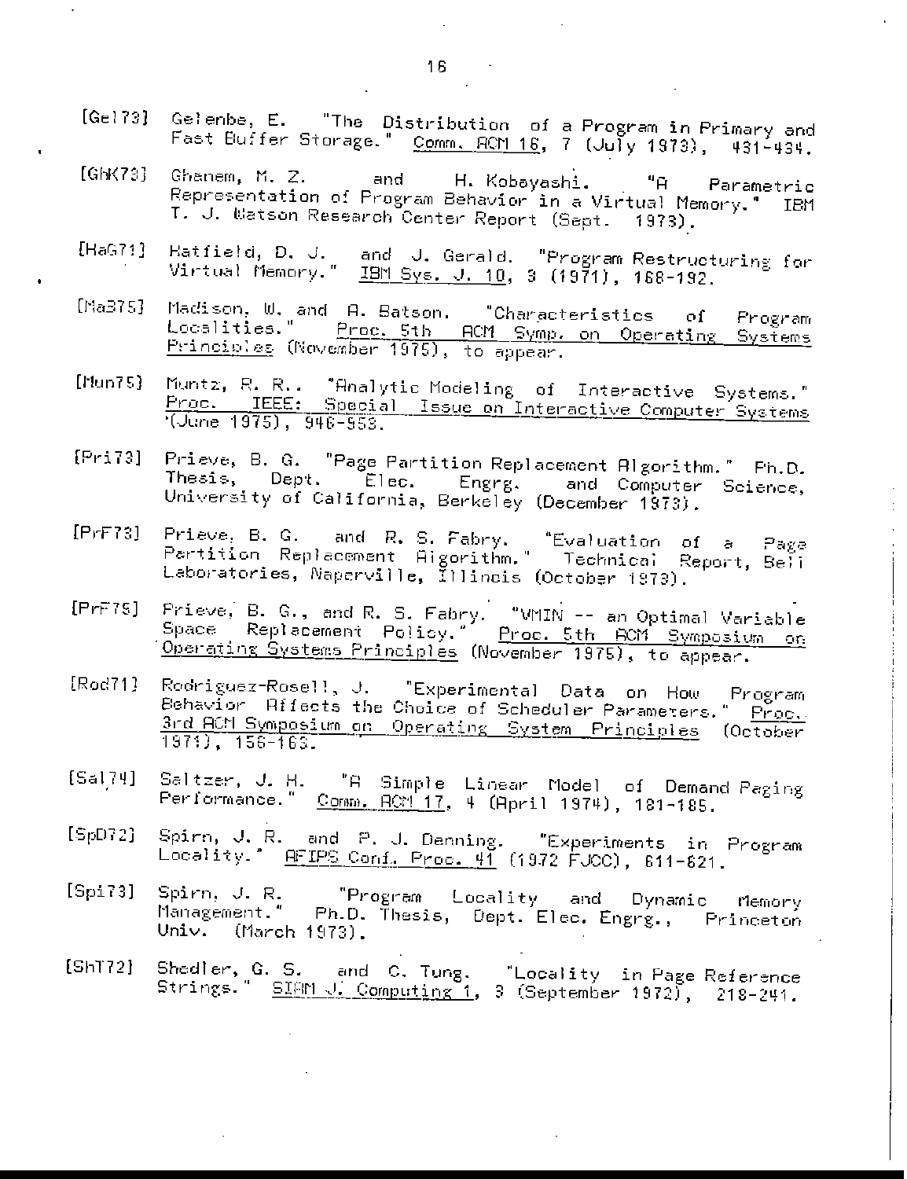[Gel73] Gelenbe, E. "The Distribution of a Program in Primary and Fast Buffer Storage." Comm. ACM 16, 7 (July 1973), 431-434.

[GhK73] Ghanem, M. Z. and H. Kobayashi. "A Parametric Representation of Program Behavior in a Virtual Memory." IBM T. J. Watson Research Center Report (Sept. 1973).

[HaG71] Hatfield, D. J. and J. Gerald. "Program Restructuring for Virtual Memory." IBM Sys. J. 10, 3 (1971), 168-192.

[MaB75] Madison, W. and A. Batson. "Characteristics of Program Localities." Proc. 5th ACM Symp. on Operating Systems Principles (November 1975), to appear.

[Mun75] Muntz, R. R.. "Analytic Modeling of Interactive Systems." Proc. IEEE: Special Issue on Interactive Computer Systems (June 1975), 946-953.

[Pri73] Prieve, B. G. "Page Partition Replacement Algorithm." Ph.D. Thesis, Dept. Elec. Engrg. and Computer Science, University of California, Berkeley (December 1973).

[PrF73] Prieve, B. G. and R. S. Fabry. "Evaluation of a Page Partition Replacement Algorithm." Technical Report, Bell Laboratories, Naperville, Illinois (October 1973).

[PrF75] Prieve, B. G., and R. S. Fabry. "VMIN -- an Optimal Variable Space Replacement Policy." Proc. 5th ACM Symposium on Operating Systems Principles (November 1975), to appear.

[Rod71] Rodriguez-Rosell, J. "Experimental Data on How Program Behavior Affects the Choice of Scheduler Parameters." Proc. 3rd ACM Symposium on Operating System Principles (October 1971), 156-163.

[Sal74] Saltzer, J. H. "A Simple Linear Model of Demand Paging Performance." Comm. ACM 17, 4 (April 1974), 181-185.

[SpD72] Spirn, J. R. and P. J. Denning. "Experiments in Program Locality." AFIPS Conf. Proc. 41 (1972 FJCC), 611-621.

[Spi73] Spirn, J. R. "Program Locality and Dynamic Memory Management." Ph.D. Thesis, Dept. Elec. Engrg., Princeton Univ. (March 1973).

[ShT72] Shedler, G. S. and C. Tung. "Locality in Page Reference Strings." SIAM J. Computing 1, 3 (September 1972), 218-241.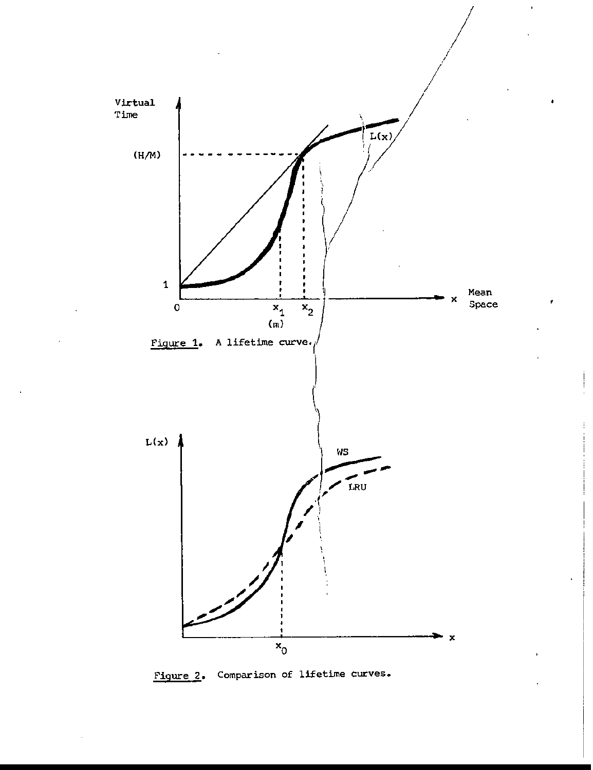Figure 1. A lifetime curve.

Figure 2. Comparison of lifetime curves.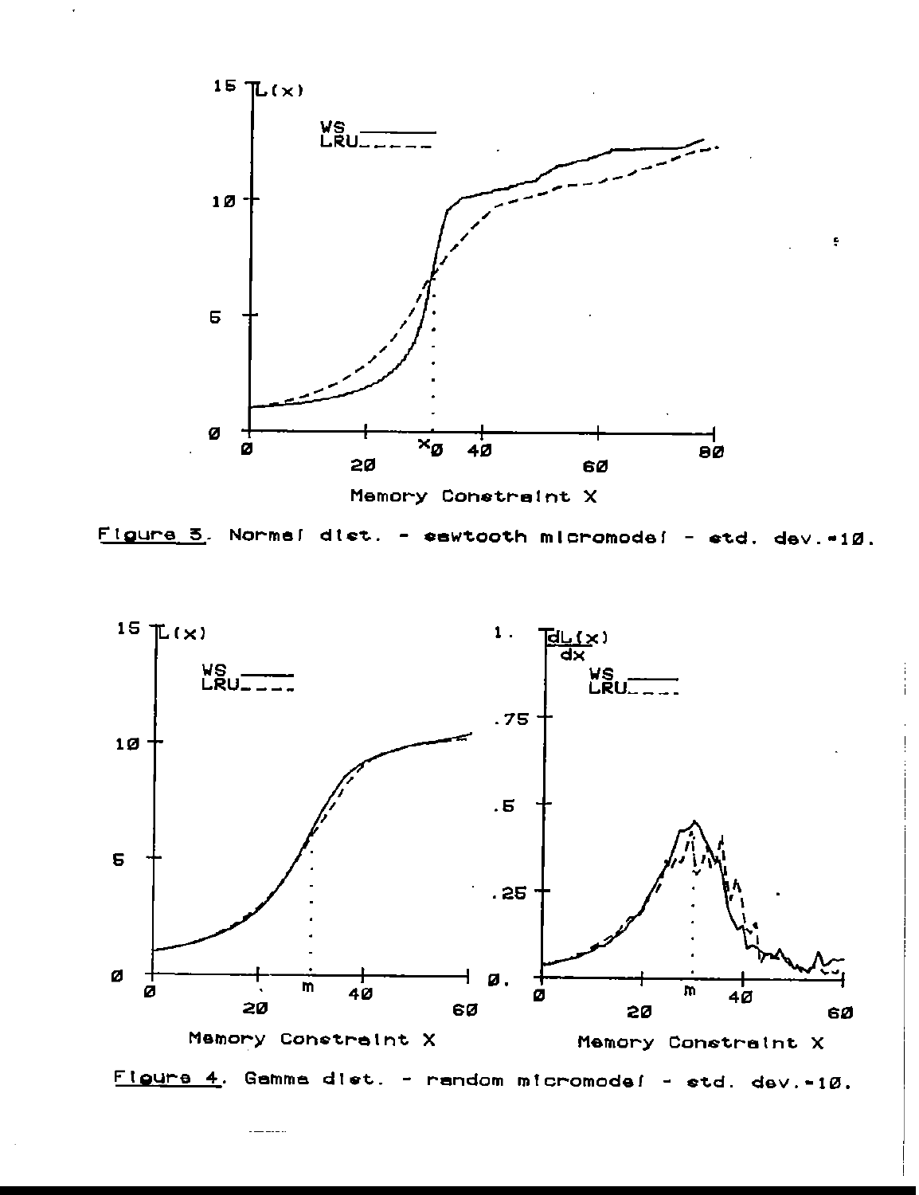Figure 3. Normal dist. - sawtooth micromodel - std. dev.=10.

Figure 4. Gamma dist. - random micromodel - std. dev.=10.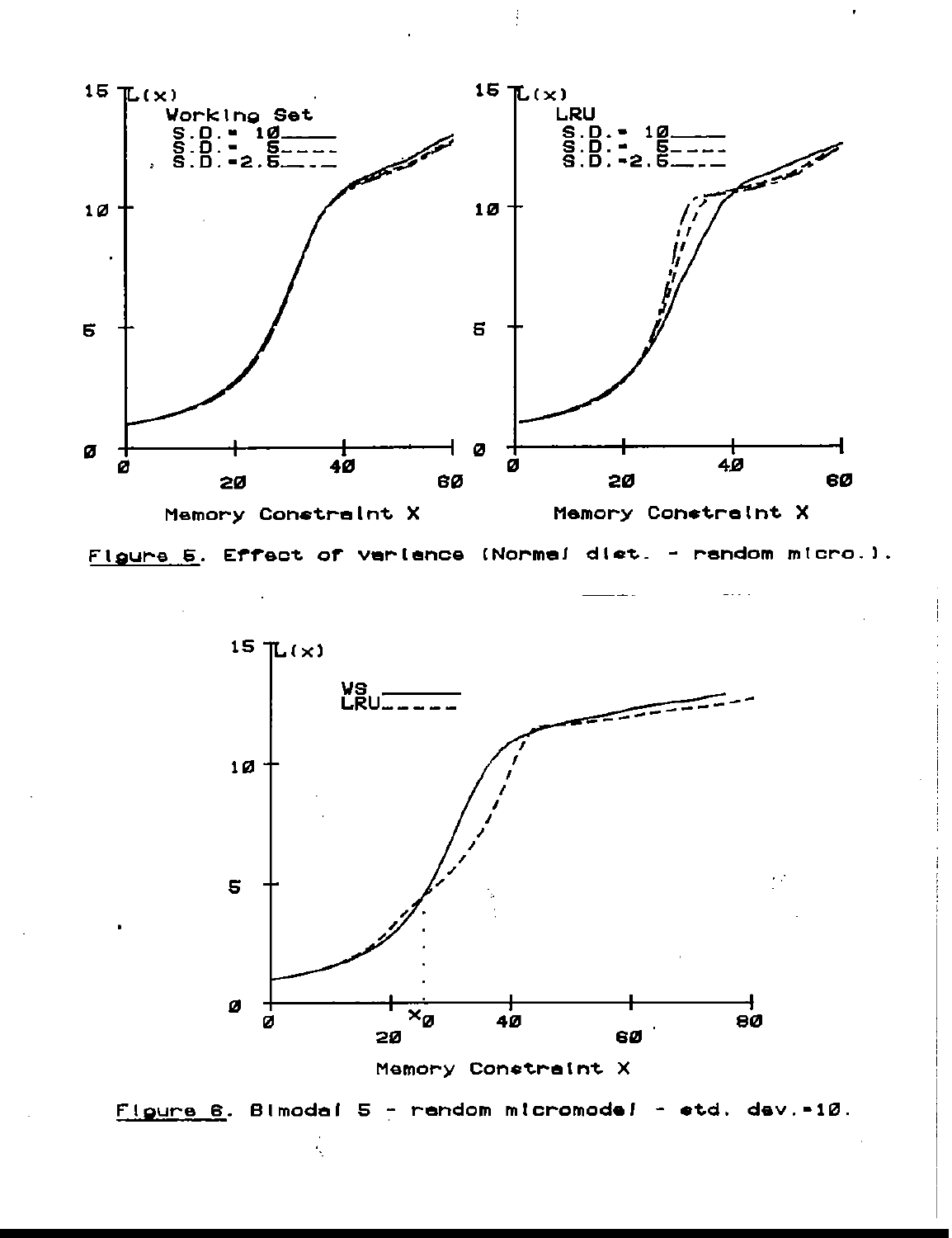Figure 5. Effect of variance (Normal dist. - random micro.).

Figure 6. Bimodal 5 - random micromodel - std. dev.=10.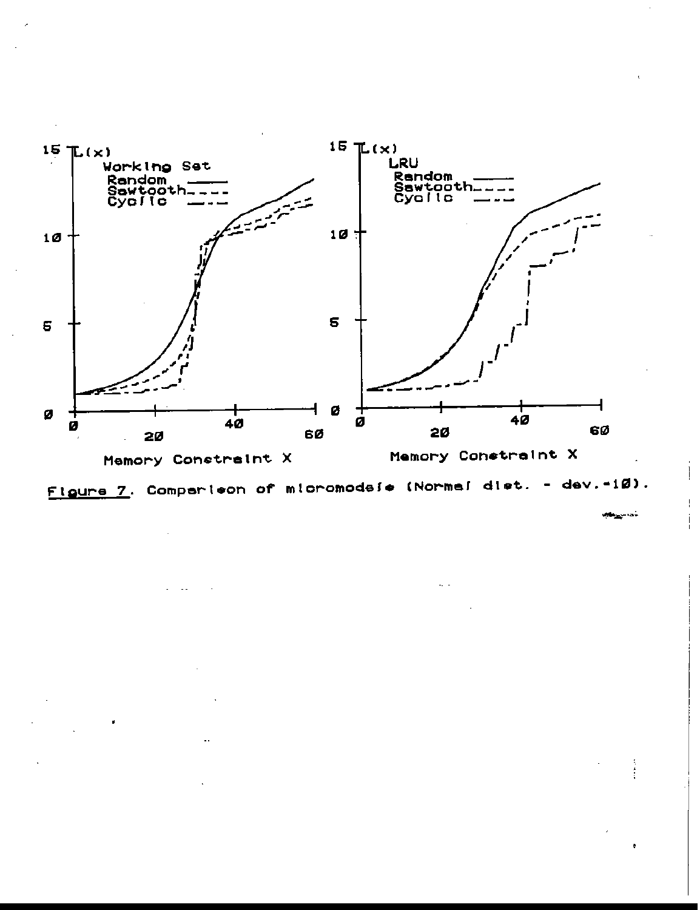L(x)

Working Set

Random

Sawtooth

Cyclic

15

10

5

0

0

20

40

60

Memory Constraint X

L(x)

LRU

Random

Sawtooth

Cyclic

15

10

5

0

0

20

40

60

Memory Constraint X

Figure 7. Comparison of micromodels (Normal dist. - dev.=10).